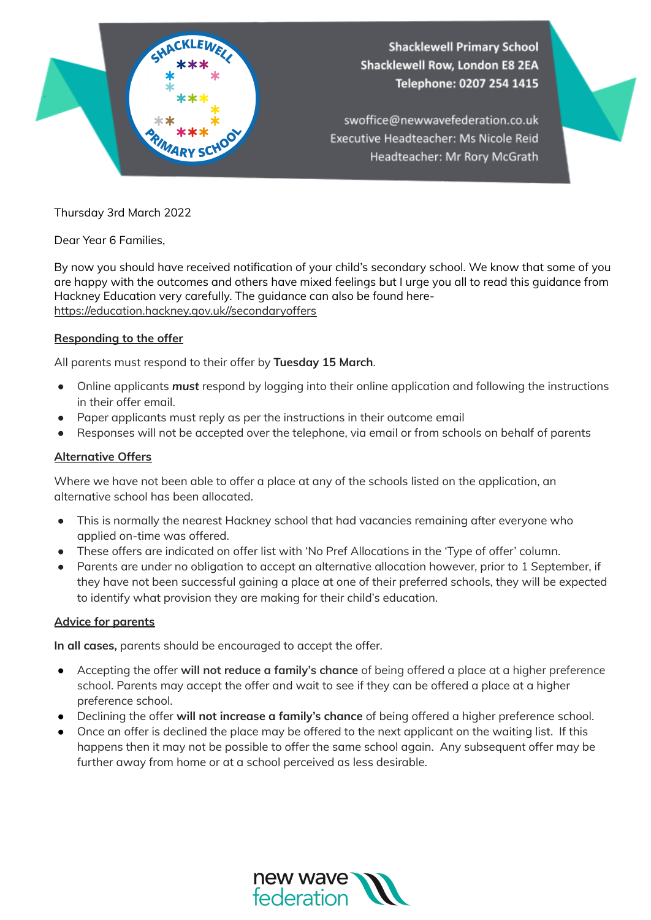Shacklewell Primary School
Shacklewell Row, London E8 2EA
Telephone: 0207 254 1415

swoffice@newwavefederation.co.uk
Executive Headteacher: Ms Nicole Reid
Headteacher: Mr Rory McGrath

Thursday 3rd March 2022

Dear Year 6 Families,

By now you should have received notification of your child's secondary school. We know that some of you are happy with the outcomes and others have mixed feelings but I urge you all to read this guidance from Hackney Education very carefully. The guidance can also be found here-
https://education.hackney.gov.uk//secondaryoffers

## Responding to the offer

All parents must respond to their offer by **Tuesday 15 March**.

- Online applicants ***must*** respond by logging into their online application and following the instructions in their offer email.
- Paper applicants must reply as per the instructions in their outcome email
- Responses will not be accepted over the telephone, via email or from schools on behalf of parents

## Alternative Offers

Where we have not been able to offer a place at any of the schools listed on the application, an alternative school has been allocated.

- This is normally the nearest Hackney school that had vacancies remaining after everyone who applied on-time was offered.
- These offers are indicated on offer list with 'No Pref Allocations in the 'Type of offer' column.
- Parents are under no obligation to accept an alternative allocation however, prior to 1 September, if they have not been successful gaining a place at one of their preferred schools, they will be expected to identify what provision they are making for their child's education.

## Advice for parents

**In all cases,** parents should be encouraged to accept the offer.

- Accepting the offer **will not reduce a family's chance** of being offered a place at a higher preference school. Parents may accept the offer and wait to see if they can be offered a place at a higher preference school.
- Declining the offer **will not increase a family's chance** of being offered a higher preference school.
- Once an offer is declined the place may be offered to the next applicant on the waiting list. If this happens then it may not be possible to offer the same school again. Any subsequent offer may be further away from home or at a school perceived as less desirable.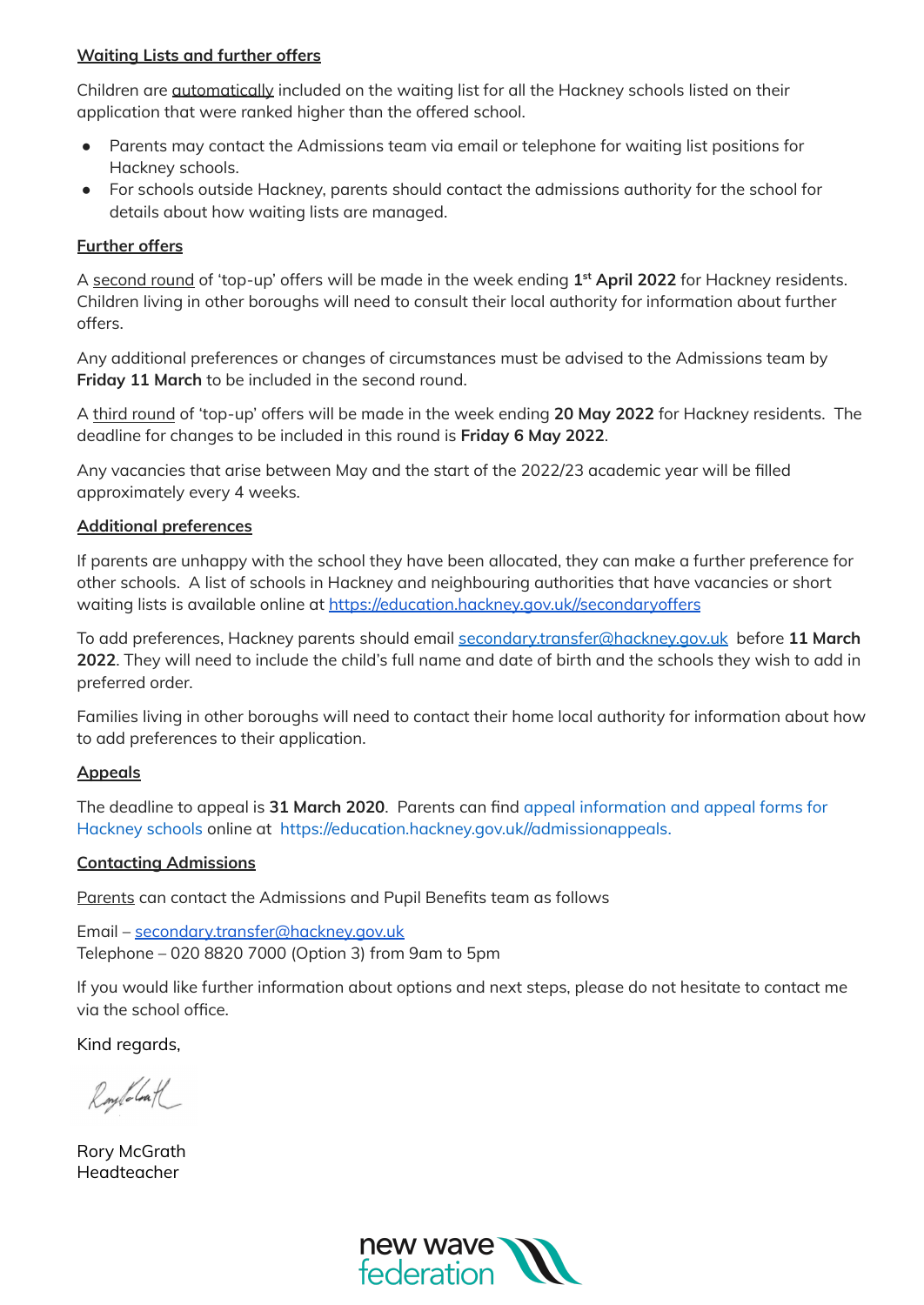**Waiting Lists and further offers**

Children are automatically included on the waiting list for all the Hackney schools listed on their application that were ranked higher than the offered school.

- Parents may contact the Admissions team via email or telephone for waiting list positions for Hackney schools.
- For schools outside Hackney, parents should contact the admissions authority for the school for details about how waiting lists are managed.

**Further offers**

A second round of 'top-up' offers will be made in the week ending **1st April 2022** for Hackney residents. Children living in other boroughs will need to consult their local authority for information about further offers.

Any additional preferences or changes of circumstances must be advised to the Admissions team by **Friday 11 March** to be included in the second round.

A third round of 'top-up' offers will be made in the week ending **20 May 2022** for Hackney residents. The deadline for changes to be included in this round is **Friday 6 May 2022**.

Any vacancies that arise between May and the start of the 2022/23 academic year will be filled approximately every 4 weeks.

**Additional preferences**

If parents are unhappy with the school they have been allocated, they can make a further preference for other schools. A list of schools in Hackney and neighbouring authorities that have vacancies or short waiting lists is available online at https://education.hackney.gov.uk//secondaryoffers

To add preferences, Hackney parents should email secondary.transfer@hackney.gov.uk before **11 March 2022**. They will need to include the child's full name and date of birth and the schools they wish to add in preferred order.

Families living in other boroughs will need to contact their home local authority for information about how to add preferences to their application.

**Appeals**

The deadline to appeal is **31 March 2020**. Parents can find appeal information and appeal forms for Hackney schools online at https://education.hackney.gov.uk//admissionappeals.

**Contacting Admissions**

Parents can contact the Admissions and Pupil Benefits team as follows

Email – secondary.transfer@hackney.gov.uk
Telephone – 020 8820 7000 (Option 3) from 9am to 5pm

If you would like further information about options and next steps, please do not hesitate to contact me via the school office.

Kind regards,

Rory McGrath
Headteacher

new wave federation